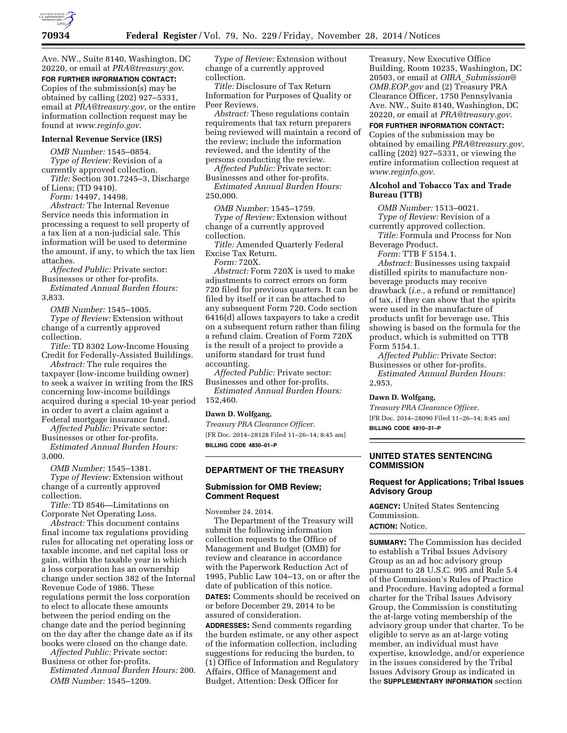Ave. NW., Suite 8140, Washington, DC 20220, or email at *PRA@treasury.gov*.

**FOR FURTHER INFORMATION CONTACT:** Copies of the submission(s) may be obtained by calling (202) 927–5331, email at *PRA@treasury.gov*, or the entire information collection request may be found at *www.reginfo.gov*.

### Internal Revenue Service (IRS)

*OMB Number:* 1545–0854.

*Type of Review:* Revision of a currently approved collection.

*Title:* Section 301.7245–3, Discharge of Liens; (TD 9410).

*Form:* 14497, 14498.

*Abstract:* The Internal Revenue Service needs this information in processing a request to sell property of a tax lien at a non-judicial sale. This information will be used to determine the amount, if any, to which the tax lien attaches.

*Affected Public:* Private sector: Businesses or other for-profits.

*Estimated Annual Burden Hours:* 3,833.

*OMB Number:* 1545–1005.

*Type of Review:* Extension without change of a currently approved collection.

*Title:* TD 8302 Low-Income Housing Credit for Federally-Assisted Buildings.

*Abstract:* The rule requires the taxpayer (low-income building owner) to seek a waiver in writing from the IRS concerning low-income buildings acquired during a special 10-year period in order to avert a claim against a Federal mortgage insurance fund.

*Affected Public:* Private sector: Businesses or other for-profits.

*Estimated Annual Burden Hours:* 3,000.

*OMB Number:* 1545–1381.

*Type of Review:* Extension without change of a currently approved collection.

*Title:* TD 8546—Limitations on Corporate Net Operating Loss.

*Abstract:* This document contains final income tax regulations providing rules for allocating net operating loss or taxable income, and net capital loss or gain, within the taxable year in which a loss corporation has an ownership change under section 382 of the Internal Revenue Code of 1986. These regulations permit the loss corporation to elect to allocate these amounts between the period ending on the change date and the period beginning on the day after the change date as if its books were closed on the change date.

*Affected Public:* Private sector: Business or other for-profits.

*Estimated Annual Burden Hours:* 200.

*OMB Number:* 1545–1209.

*Type of Review:* Extension without change of a currently approved collection.

*Title:* Disclosure of Tax Return Information for Purposes of Quality or Peer Reviews.

*Abstract:* These regulations contain requirements that tax return preparers being reviewed will maintain a record of the review; include the information reviewed, and the identity of the persons conducting the review.

*Affected Public:* Private sector: Businesses and other for-profits.

*Estimated Annual Burden Hours:* 250,000.

*OMB Number:* 1545–1759.

*Type of Review:* Extension without change of a currently approved collection.

*Title:* Amended Quarterly Federal Excise Tax Return.

*Form:* 720X.

*Abstract:* Form 720X is used to make adjustments to correct errors on form 720 filed for previous quarters. It can be filed by itself or it can be attached to any subsequent Form 720. Code section 6416(d) allows taxpayers to take a credit on a subsequent return rather than filing a refund claim. Creation of Form 720X is the result of a project to provide a uniform standard for trust fund accounting.

*Affected Public:* Private sector: Businesses and other for-profits.

*Estimated Annual Burden Hours:* 152,460.

**Dawn D. Wolfgang,**

*Treasury PRA Clearance Officer.*

[FR Doc. 2014–28128 Filed 11–26–14; 8:45 am]

**BILLING CODE 4830–01–P**

## DEPARTMENT OF THE TREASURY

### Submission for OMB Review; Comment Request

November 24, 2014.

The Department of the Treasury will submit the following information collection requests to the Office of Management and Budget (OMB) for review and clearance in accordance with the Paperwork Reduction Act of 1995, Public Law 104–13, on or after the date of publication of this notice.

**DATES:** Comments should be received on or before December 29, 2014 to be assured of consideration.

**ADDRESSES:** Send comments regarding the burden estimate, or any other aspect of the information collection, including suggestions for reducing the burden, to (1) Office of Information and Regulatory Affairs, Office of Management and Budget, Attention: Desk Officer for Treasury, New Executive Office Building, Room 10235, Washington, DC 20503, or email at *OIRA_Submission@OMB.EOP.gov* and (2) Treasury PRA Clearance Officer, 1750 Pennsylvania Ave. NW., Suite 8140, Washington, DC 20220, or email at *PRA@treasury.gov.*

**FOR FURTHER INFORMATION CONTACT:** Copies of the submission may be obtained by emailing *PRA@treasury.gov,* calling (202) 927–5331, or viewing the entire information collection request at *www.reginfo.gov.*

### Alcohol and Tobacco Tax and Trade Bureau (TTB)

*OMB Number:* 1513–0021.

*Type of Review:* Revision of a currently approved collection.

*Title:* Formula and Process for Non Beverage Product.

*Form:* TTB F 5154.1.

*Abstract:* Businesses using taxpaid distilled spirits to manufacture non-beverage products may receive drawback (*i.e.,* a refund or remittance) of tax, if they can show that the spirits were used in the manufacture of products unfit for beverage use. This showing is based on the formula for the product, which is submitted on TTB Form 5154.1.

*Affected Public:* Private Sector: Businesses or other for-profits.

*Estimated Annual Burden Hours:* 2,953.

**Dawn D. Wolfgang,**

*Treasury PRA Clearance Officer.*

[FR Doc. 2014–28090 Filed 11–26–14; 8:45 am]

**BILLING CODE 4810–31–P**

## UNITED STATES SENTENCING COMMISSION

### Request for Applications; Tribal Issues Advisory Group

**AGENCY:** United States Sentencing Commission.

**ACTION:** Notice.

**SUMMARY:** The Commission has decided to establish a Tribal Issues Advisory Group as an ad hoc advisory group pursuant to 28 U.S.C. 995 and Rule 5.4 of the Commission's Rules of Practice and Procedure. Having adopted a formal charter for the Tribal Issues Advisory Group, the Commission is constituting the at-large voting membership of the advisory group under that charter. To be eligible to serve as an at-large voting member, an individual must have expertise, knowledge, and/or experience in the issues considered by the Tribal Issues Advisory Group as indicated in the **SUPPLEMENTARY INFORMATION** section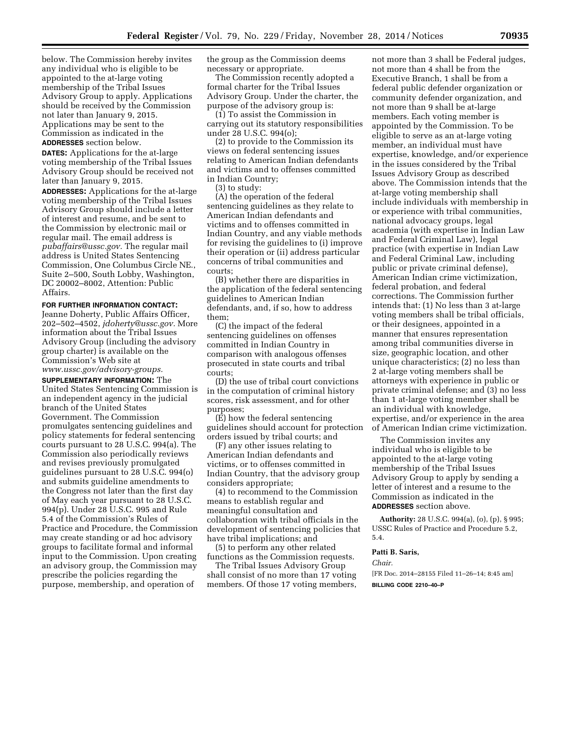below. The Commission hereby invites any individual who is eligible to be appointed to the at-large voting membership of the Tribal Issues Advisory Group to apply. Applications should be received by the Commission not later than January 9, 2015. Applications may be sent to the Commission as indicated in the **ADDRESSES** section below.

**DATES:** Applications for the at-large voting membership of the Tribal Issues Advisory Group should be received not later than January 9, 2015.

**ADDRESSES:** Applications for the at-large voting membership of the Tribal Issues Advisory Group should include a letter of interest and resume, and be sent to the Commission by electronic mail or regular mail. The email address is *pubaffairs@ussc.gov.* The regular mail address is United States Sentencing Commission, One Columbus Circle NE., Suite 2–500, South Lobby, Washington, DC 20002–8002, Attention: Public Affairs.

**FOR FURTHER INFORMATION CONTACT:** Jeanne Doherty, Public Affairs Officer, 202–502–4502, *jdoherty@ussc.gov.* More information about the Tribal Issues Advisory Group (including the advisory group charter) is available on the Commission's Web site at *www.ussc.gov/advisory-groups.*

**SUPPLEMENTARY INFORMATION:** The United States Sentencing Commission is an independent agency in the judicial branch of the United States Government. The Commission promulgates sentencing guidelines and policy statements for federal sentencing courts pursuant to 28 U.S.C. 994(a). The Commission also periodically reviews and revises previously promulgated guidelines pursuant to 28 U.S.C. 994(o) and submits guideline amendments to the Congress not later than the first day of May each year pursuant to 28 U.S.C. 994(p). Under 28 U.S.C. 995 and Rule 5.4 of the Commission's Rules of Practice and Procedure, the Commission may create standing or ad hoc advisory groups to facilitate formal and informal input to the Commission. Upon creating an advisory group, the Commission may prescribe the policies regarding the purpose, membership, and operation of the group as the Commission deems necessary or appropriate.

The Commission recently adopted a formal charter for the Tribal Issues Advisory Group. Under the charter, the purpose of the advisory group is:

(1) To assist the Commission in carrying out its statutory responsibilities under 28 U.S.C. 994(o);

(2) to provide to the Commission its views on federal sentencing issues relating to American Indian defendants and victims and to offenses committed in Indian Country;

(3) to study:

(A) the operation of the federal sentencing guidelines as they relate to American Indian defendants and victims and to offenses committed in Indian Country, and any viable methods for revising the guidelines to (i) improve their operation or (ii) address particular concerns of tribal communities and courts;

(B) whether there are disparities in the application of the federal sentencing guidelines to American Indian defendants, and, if so, how to address them;

(C) the impact of the federal sentencing guidelines on offenses committed in Indian Country in comparison with analogous offenses prosecuted in state courts and tribal courts;

(D) the use of tribal court convictions in the computation of criminal history scores, risk assessment, and for other purposes;

(E) how the federal sentencing guidelines should account for protection orders issued by tribal courts; and

(F) any other issues relating to American Indian defendants and victims, or to offenses committed in Indian Country, that the advisory group considers appropriate;

(4) to recommend to the Commission means to establish regular and meaningful consultation and collaboration with tribal officials in the development of sentencing policies that have tribal implications; and

(5) to perform any other related functions as the Commission requests.

The Tribal Issues Advisory Group shall consist of no more than 17 voting members. Of those 17 voting members, not more than 3 shall be Federal judges, not more than 4 shall be from the Executive Branch, 1 shall be from a federal public defender organization or community defender organization, and not more than 9 shall be at-large members. Each voting member is appointed by the Commission. To be eligible to serve as an at-large voting member, an individual must have expertise, knowledge, and/or experience in the issues considered by the Tribal Issues Advisory Group as described above. The Commission intends that the at-large voting membership shall include individuals with membership in or experience with tribal communities, national advocacy groups, legal academia (with expertise in Indian Law and Federal Criminal Law), legal practice (with expertise in Indian Law and Federal Criminal Law, including public or private criminal defense), American Indian crime victimization, federal probation, and federal corrections. The Commission further intends that: (1) No less than 3 at-large voting members shall be tribal officials, or their designees, appointed in a manner that ensures representation among tribal communities diverse in size, geographic location, and other unique characteristics; (2) no less than 2 at-large voting members shall be attorneys with experience in public or private criminal defense; and (3) no less than 1 at-large voting member shall be an individual with knowledge, expertise, and/or experience in the area of American Indian crime victimization.

The Commission invites any individual who is eligible to be appointed to the at-large voting membership of the Tribal Issues Advisory Group to apply by sending a letter of interest and a resume to the Commission as indicated in the **ADDRESSES** section above.

**Authority:** 28 U.S.C. 994(a), (o), (p), § 995; USSC Rules of Practice and Procedure 5.2, 5.4.

**Patti B. Saris,**

*Chair.*

[FR Doc. 2014–28155 Filed 11–26–14; 8:45 am]

**BILLING CODE 2210–40–P**